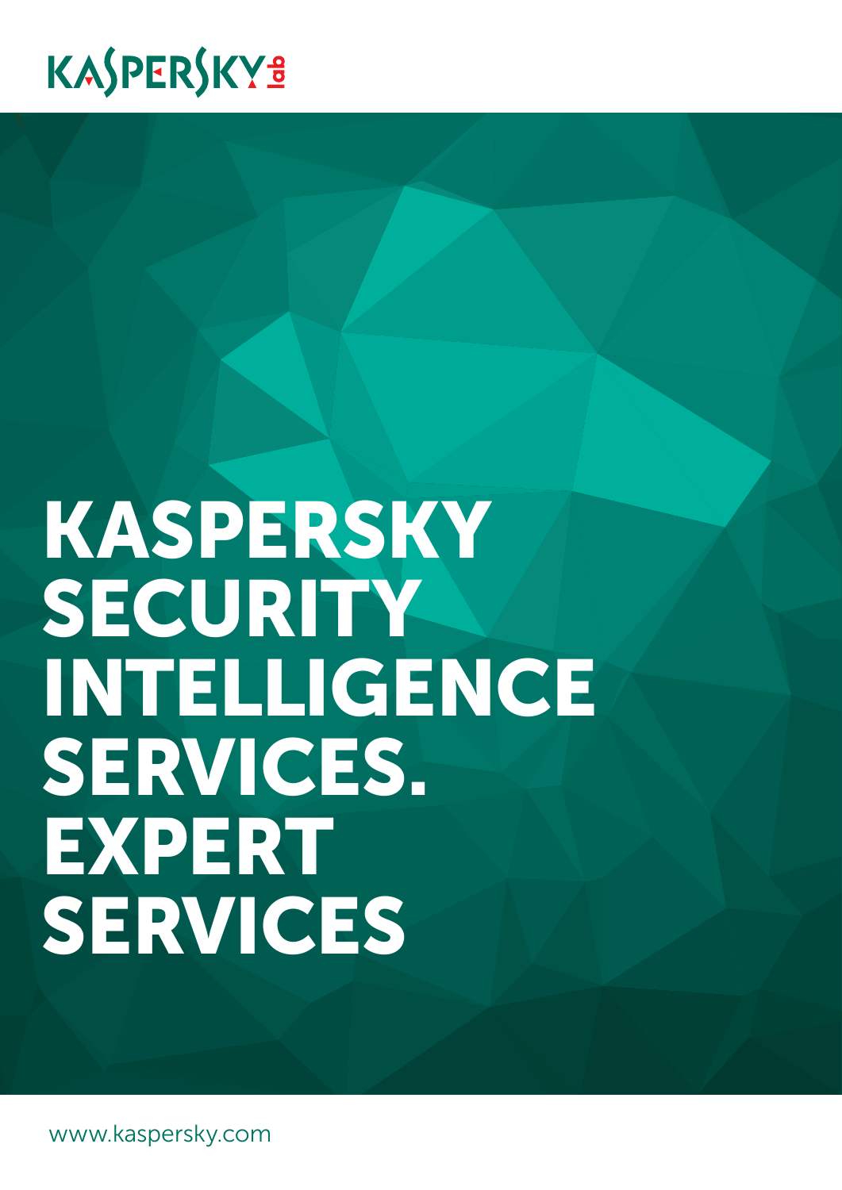# KASPERSKY SECURITY INTELLIGENCE SERVICES. EXPERT SERVICES

www.kaspersky.com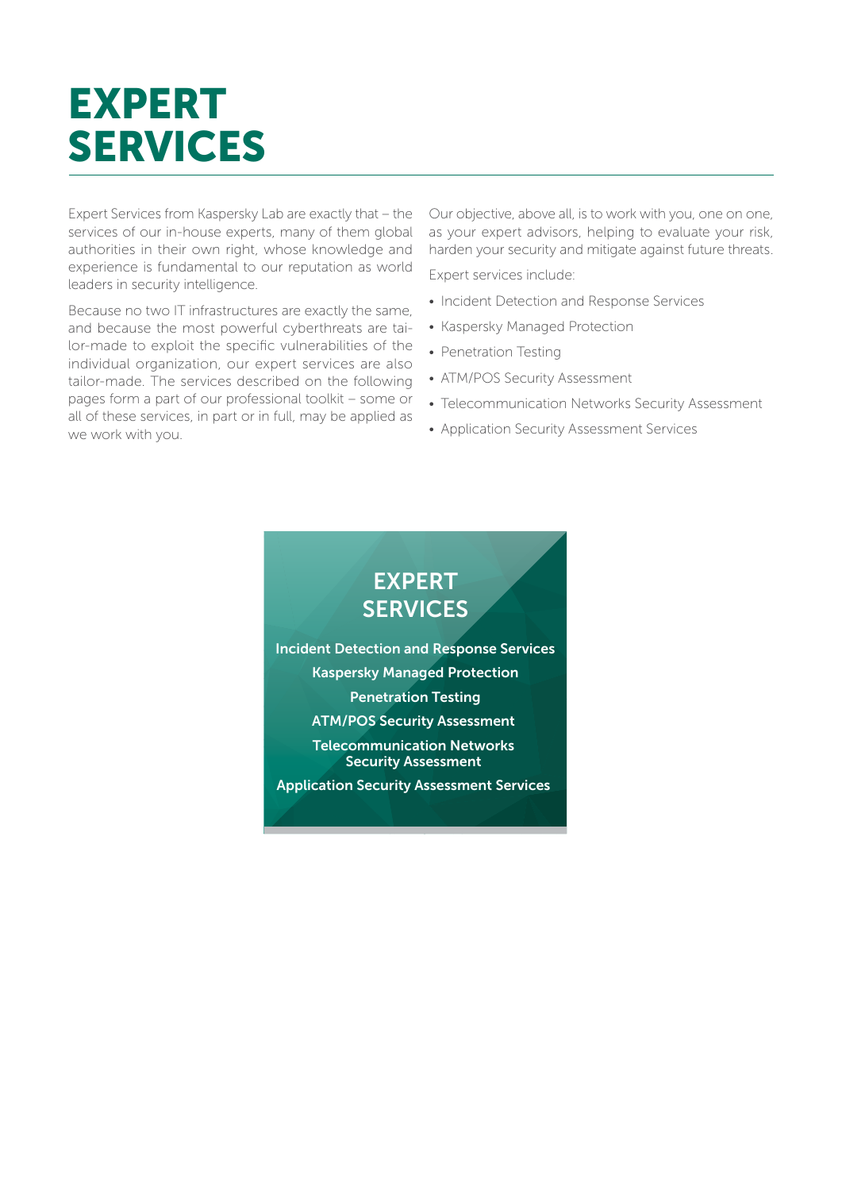# EXPERT SERVICES

Expert Services from Kaspersky Lab are exactly that – the services of our in-house experts, many of them global authorities in their own right, whose knowledge and experience is fundamental to our reputation as world leaders in security intelligence.

Because no two IT infrastructures are exactly the same, and because the most powerful cyberthreats are tailor-made to exploit the specific vulnerabilities of the individual organization, our expert services are also tailor-made. The services described on the following pages form a part of our professional toolkit – some or all of these services, in part or in full, may be applied as we work with you.

Our objective, above all, is to work with you, one on one, as your expert advisors, helping to evaluate your risk, harden your security and mitigate against future threats.

Expert services include:

- Incident Detection and Response Services
- Kaspersky Managed Protection
- Penetration Testing
- ATM/POS Security Assessment
- Telecommunication Networks Security Assessment
- Application Security Assessment Services

**EXPERT SERVICES**

**Incident Detection and Response Services**

**Kaspersky Managed Protection**

**Penetration Testing**

**ATM/POS Security Assessment**

**Telecommunication Networks Security Assessment**

**Application Security Assessment Services**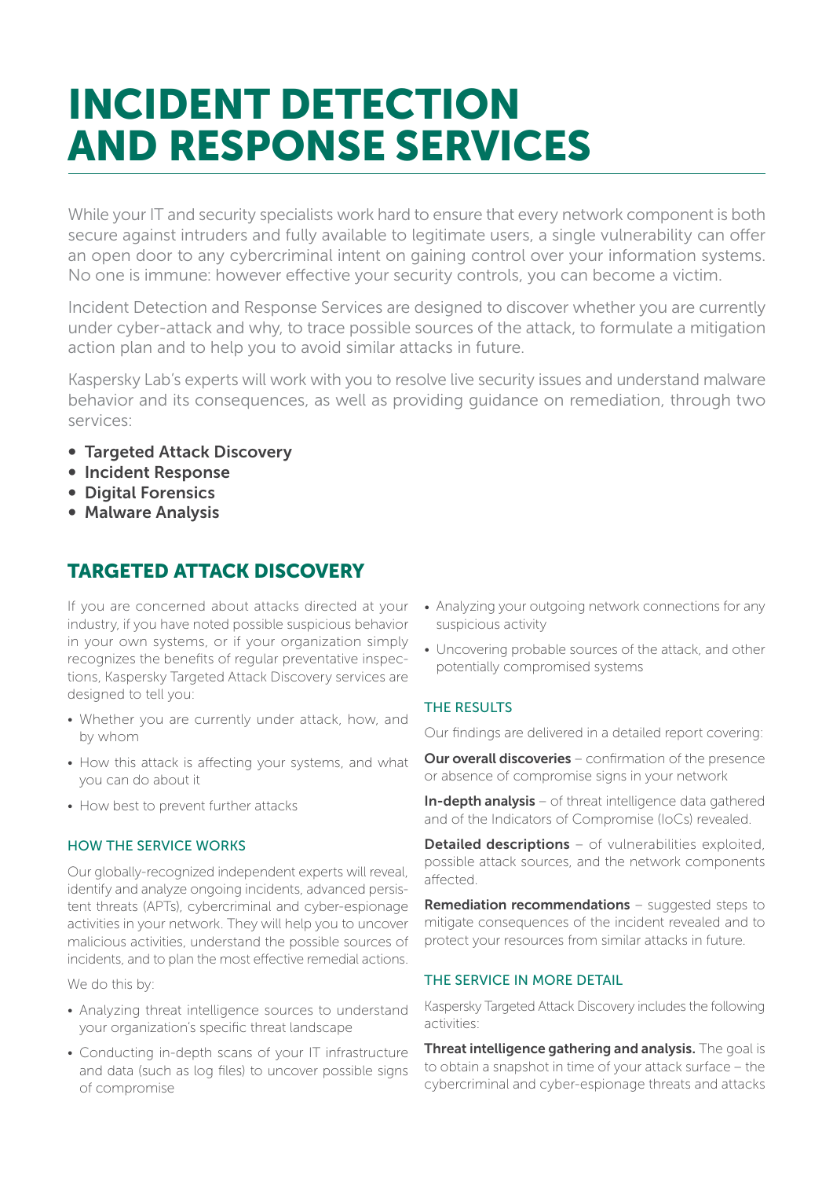# INCIDENT DETECTION AND RESPONSE SERVICES

While your IT and security specialists work hard to ensure that every network component is both secure against intruders and fully available to legitimate users, a single vulnerability can offer an open door to any cybercriminal intent on gaining control over your information systems. No one is immune: however effective your security controls, you can become a victim.

Incident Detection and Response Services are designed to discover whether you are currently under cyber-attack and why, to trace possible sources of the attack, to formulate a mitigation action plan and to help you to avoid similar attacks in future.

Kaspersky Lab's experts will work with you to resolve live security issues and understand malware behavior and its consequences, as well as providing guidance on remediation, through two services:

- **Targeted Attack Discovery**
- **Incident Response**
- **Digital Forensics**
- **Malware Analysis**

## TARGETED ATTACK DISCOVERY

If you are concerned about attacks directed at your industry, if you have noted possible suspicious behavior in your own systems, or if your organization simply recognizes the benefits of regular preventative inspections, Kaspersky Targeted Attack Discovery services are designed to tell you:

- Whether you are currently under attack, how, and by whom
- How this attack is affecting your systems, and what you can do about it
- How best to prevent further attacks

### HOW THE SERVICE WORKS

Our globally-recognized independent experts will reveal, identify and analyze ongoing incidents, advanced persistent threats (APTs), cybercriminal and cyber-espionage activities in your network. They will help you to uncover malicious activities, understand the possible sources of incidents, and to plan the most effective remedial actions.

We do this by:

- Analyzing threat intelligence sources to understand your organization's specific threat landscape
- Conducting in-depth scans of your IT infrastructure and data (such as log files) to uncover possible signs of compromise
- Analyzing your outgoing network connections for any suspicious activity
- Uncovering probable sources of the attack, and other potentially compromised systems

### THE RESULTS

Our findings are delivered in a detailed report covering:

**Our overall discoveries** – confirmation of the presence or absence of compromise signs in your network

**In-depth analysis** – of threat intelligence data gathered and of the Indicators of Compromise (IoCs) revealed.

**Detailed descriptions** – of vulnerabilities exploited, possible attack sources, and the network components affected.

**Remediation recommendations** – suggested steps to mitigate consequences of the incident revealed and to protect your resources from similar attacks in future.

### THE SERVICE IN MORE DETAIL

Kaspersky Targeted Attack Discovery includes the following activities:

**Threat intelligence gathering and analysis.** The goal is to obtain a snapshot in time of your attack surface – the cybercriminal and cyber-espionage threats and attacks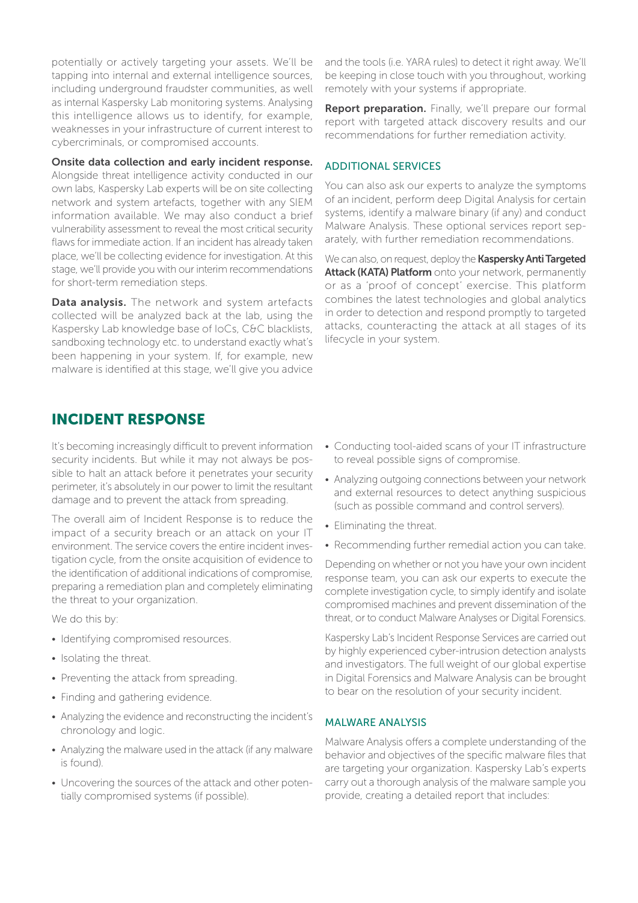potentially or actively targeting your assets. We'll be tapping into internal and external intelligence sources, including underground fraudster communities, as well as internal Kaspersky Lab monitoring systems. Analysing this intelligence allows us to identify, for example, weaknesses in your infrastructure of current interest to cybercriminals, or compromised accounts.

**Onsite data collection and early incident response.** Alongside threat intelligence activity conducted in our own labs, Kaspersky Lab experts will be on site collecting network and system artefacts, together with any SIEM information available. We may also conduct a brief vulnerability assessment to reveal the most critical security flaws for immediate action. If an incident has already taken place, we'll be collecting evidence for investigation. At this stage, we'll provide you with our interim recommendations for short-term remediation steps.

**Data analysis.** The network and system artefacts collected will be analyzed back at the lab, using the Kaspersky Lab knowledge base of IoCs, C&C blacklists, sandboxing technology etc. to understand exactly what's been happening in your system. If, for example, new malware is identified at this stage, we'll give you advice and the tools (i.e. YARA rules) to detect it right away. We'll be keeping in close touch with you throughout, working remotely with your systems if appropriate.

**Report preparation.** Finally, we'll prepare our formal report with targeted attack discovery results and our recommendations for further remediation activity.

### ADDITIONAL SERVICES

You can also ask our experts to analyze the symptoms of an incident, perform deep Digital Analysis for certain systems, identify a malware binary (if any) and conduct Malware Analysis. These optional services report separately, with further remediation recommendations.

We can also, on request, deploy the **Kaspersky Anti Targeted Attack (KATA) Platform** onto your network, permanently or as a 'proof of concept' exercise. This platform combines the latest technologies and global analytics in order to detection and respond promptly to targeted attacks, counteracting the attack at all stages of its lifecycle in your system.

## INCIDENT RESPONSE

It's becoming increasingly difficult to prevent information security incidents. But while it may not always be possible to halt an attack before it penetrates your security perimeter, it's absolutely in our power to limit the resultant damage and to prevent the attack from spreading.

The overall aim of Incident Response is to reduce the impact of a security breach or an attack on your IT environment. The service covers the entire incident investigation cycle, from the onsite acquisition of evidence to the identification of additional indications of compromise, preparing a remediation plan and completely eliminating the threat to your organization.

We do this by:

- Identifying compromised resources.
- Isolating the threat.
- Preventing the attack from spreading.
- Finding and gathering evidence.
- Analyzing the evidence and reconstructing the incident's chronology and logic.
- Analyzing the malware used in the attack (if any malware is found).
- Uncovering the sources of the attack and other potentially compromised systems (if possible).
- Conducting tool-aided scans of your IT infrastructure to reveal possible signs of compromise.
- Analyzing outgoing connections between your network and external resources to detect anything suspicious (such as possible command and control servers).
- Eliminating the threat.
- Recommending further remedial action you can take.

Depending on whether or not you have your own incident response team, you can ask our experts to execute the complete investigation cycle, to simply identify and isolate compromised machines and prevent dissemination of the threat, or to conduct Malware Analyses or Digital Forensics.

Kaspersky Lab's Incident Response Services are carried out by highly experienced cyber-intrusion detection analysts and investigators. The full weight of our global expertise in Digital Forensics and Malware Analysis can be brought to bear on the resolution of your security incident.

### MALWARE ANALYSIS

Malware Analysis offers a complete understanding of the behavior and objectives of the specific malware files that are targeting your organization. Kaspersky Lab's experts carry out a thorough analysis of the malware sample you provide, creating a detailed report that includes: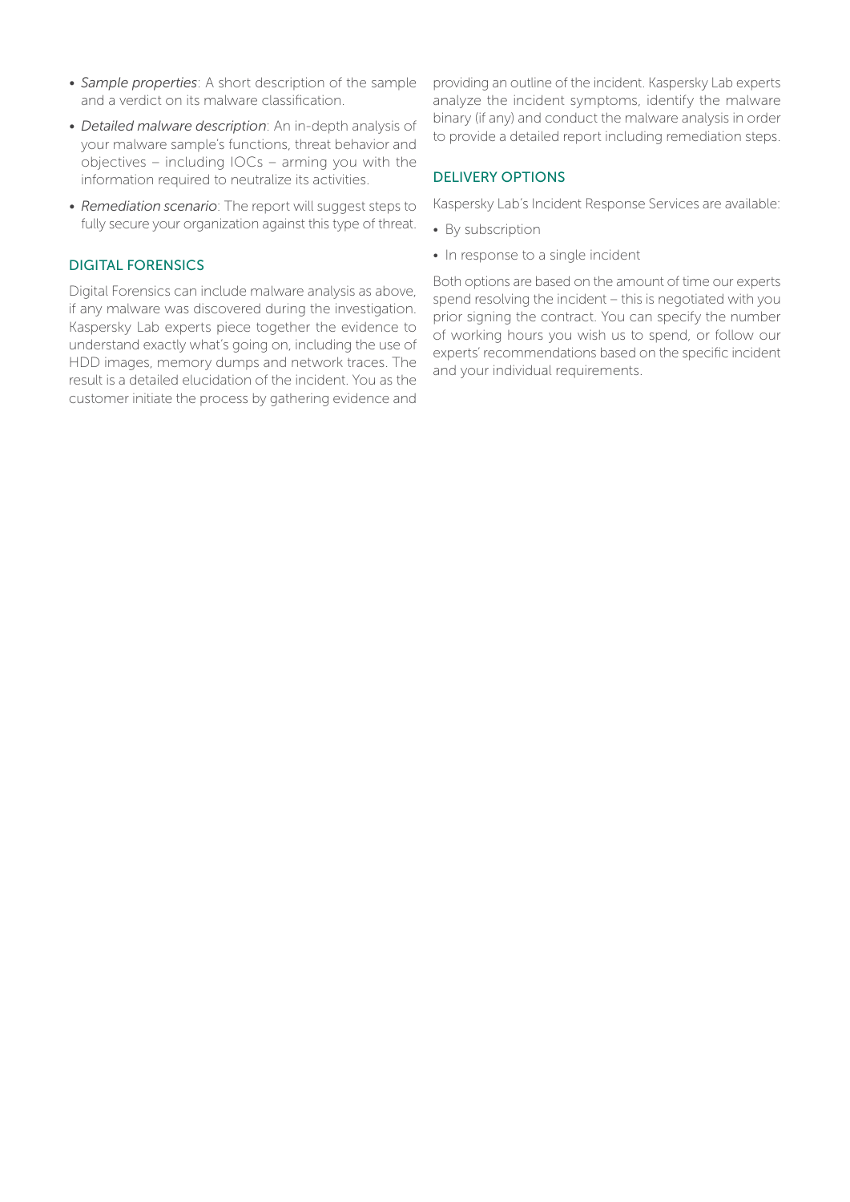- *Sample properties*: A short description of the sample and a verdict on its malware classification.
- *Detailed malware description*: An in-depth analysis of your malware sample's functions, threat behavior and objectives – including IOCs – arming you with the information required to neutralize its activities.
- *Remediation scenario*: The report will suggest steps to fully secure your organization against this type of threat.

## DIGITAL FORENSICS

Digital Forensics can include malware analysis as above, if any malware was discovered during the investigation. Kaspersky Lab experts piece together the evidence to understand exactly what's going on, including the use of HDD images, memory dumps and network traces. The result is a detailed elucidation of the incident. You as the customer initiate the process by gathering evidence and providing an outline of the incident. Kaspersky Lab experts analyze the incident symptoms, identify the malware binary (if any) and conduct the malware analysis in order to provide a detailed report including remediation steps.

## DELIVERY OPTIONS

Kaspersky Lab's Incident Response Services are available:

- By subscription
- In response to a single incident

Both options are based on the amount of time our experts spend resolving the incident – this is negotiated with you prior signing the contract. You can specify the number of working hours you wish us to spend, or follow our experts' recommendations based on the specific incident and your individual requirements.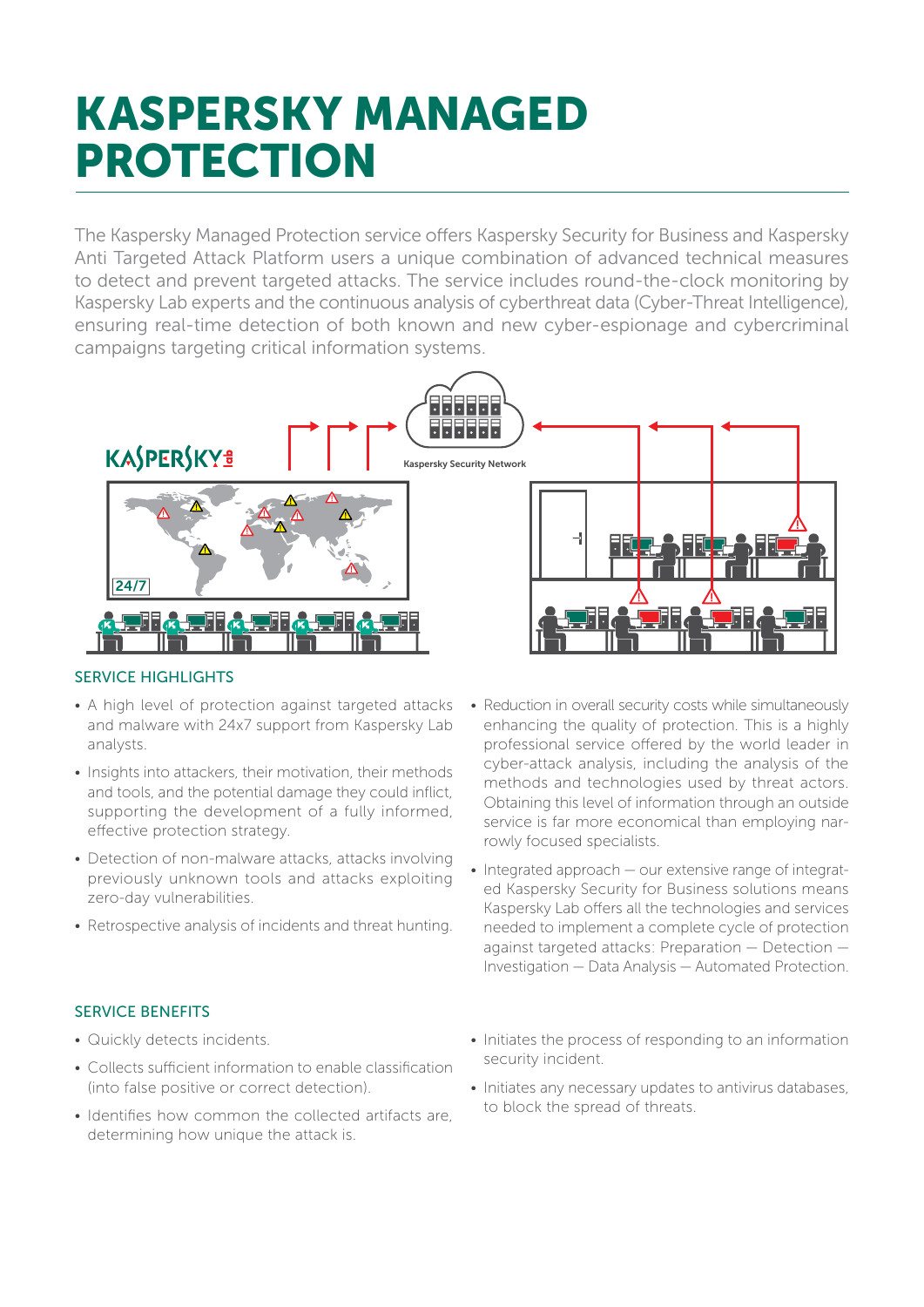# KASPERSKY MANAGED PROTECTION

The Kaspersky Managed Protection service offers Kaspersky Security for Business and Kaspersky Anti Targeted Attack Platform users a unique combination of advanced technical measures to detect and prevent targeted attacks. The service includes round-the-clock monitoring by Kaspersky Lab experts and the continuous analysis of cyberthreat data (Cyber-Threat Intelligence), ensuring real-time detection of both known and new cyber-espionage and cybercriminal campaigns targeting critical information systems.

### SERVICE HIGHLIGHTS

- A high level of protection against targeted attacks and malware with 24x7 support from Kaspersky Lab analysts.
- Insights into attackers, their motivation, their methods and tools, and the potential damage they could inflict, supporting the development of a fully informed, effective protection strategy.
- Detection of non-malware attacks, attacks involving previously unknown tools and attacks exploiting zero-day vulnerabilities.
- Retrospective analysis of incidents and threat hunting.
- Reduction in overall security costs while simultaneously enhancing the quality of protection. This is a highly professional service offered by the world leader in cyber-attack analysis, including the analysis of the methods and technologies used by threat actors. Obtaining this level of information through an outside service is far more economical than employing narrowly focused specialists.
- Integrated approach — our extensive range of integrated Kaspersky Security for Business solutions means Kaspersky Lab offers all the technologies and services needed to implement a complete cycle of protection against targeted attacks: Preparation — Detection — Investigation — Data Analysis — Automated Protection.

### SERVICE BENEFITS

- Quickly detects incidents.
- Collects sufficient information to enable classification (into false positive or correct detection).
- Identifies how common the collected artifacts are, determining how unique the attack is.
- Initiates the process of responding to an information security incident.
- Initiates any necessary updates to antivirus databases, to block the spread of threats.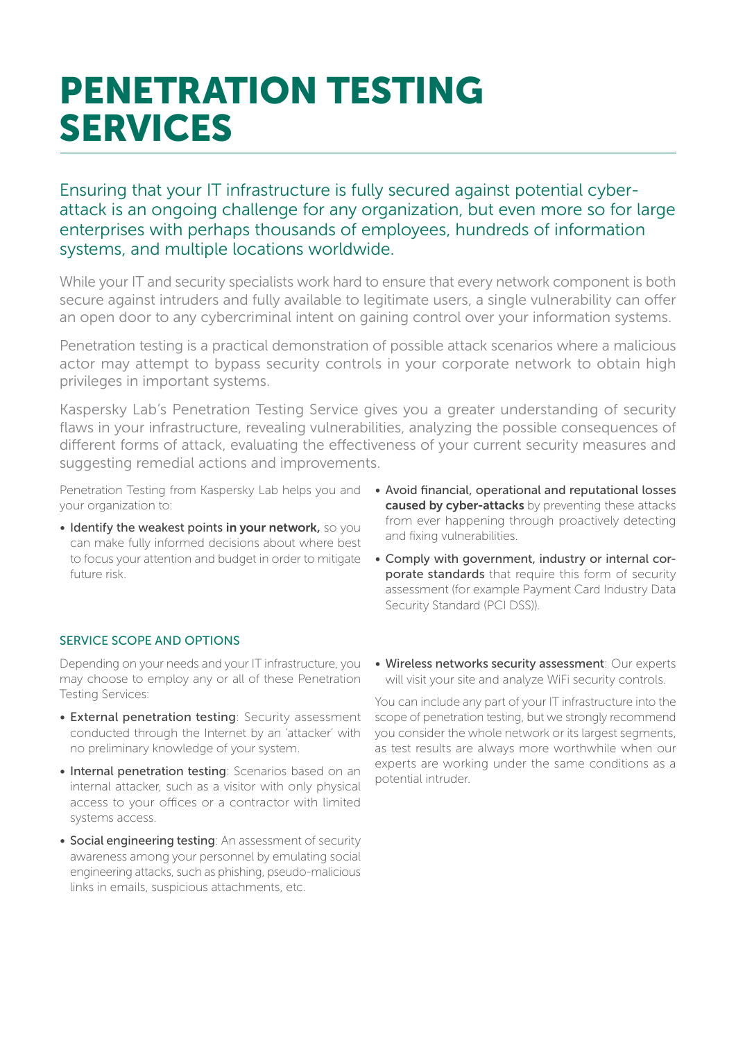# PENETRATION TESTING SERVICES

Ensuring that your IT infrastructure is fully secured against potential cyber-attack is an ongoing challenge for any organization, but even more so for large enterprises with perhaps thousands of employees, hundreds of information systems, and multiple locations worldwide.

While your IT and security specialists work hard to ensure that every network component is both secure against intruders and fully available to legitimate users, a single vulnerability can offer an open door to any cybercriminal intent on gaining control over your information systems.

Penetration testing is a practical demonstration of possible attack scenarios where a malicious actor may attempt to bypass security controls in your corporate network to obtain high privileges in important systems.

Kaspersky Lab's Penetration Testing Service gives you a greater understanding of security flaws in your infrastructure, revealing vulnerabilities, analyzing the possible consequences of different forms of attack, evaluating the effectiveness of your current security measures and suggesting remedial actions and improvements.

Penetration Testing from Kaspersky Lab helps you and your organization to:

- **Identify the weakest points in your network,** so you can make fully informed decisions about where best to focus your attention and budget in order to mitigate future risk.
- **Avoid financial, operational and reputational losses caused by cyber-attacks** by preventing these attacks from ever happening through proactively detecting and fixing vulnerabilities.
- **Comply with government, industry or internal corporate standards** that require this form of security assessment (for example Payment Card Industry Data Security Standard (PCI DSS)).

## SERVICE SCOPE AND OPTIONS

Depending on your needs and your IT infrastructure, you may choose to employ any or all of these Penetration Testing Services:

- **External penetration testing**: Security assessment conducted through the Internet by an 'attacker' with no preliminary knowledge of your system.
- **Internal penetration testing**: Scenarios based on an internal attacker, such as a visitor with only physical access to your offices or a contractor with limited systems access.
- **Social engineering testing**: An assessment of security awareness among your personnel by emulating social engineering attacks, such as phishing, pseudo-malicious links in emails, suspicious attachments, etc.
- **Wireless networks security assessment**: Our experts will visit your site and analyze WiFi security controls.

You can include any part of your IT infrastructure into the scope of penetration testing, but we strongly recommend you consider the whole network or its largest segments, as test results are always more worthwhile when our experts are working under the same conditions as a potential intruder.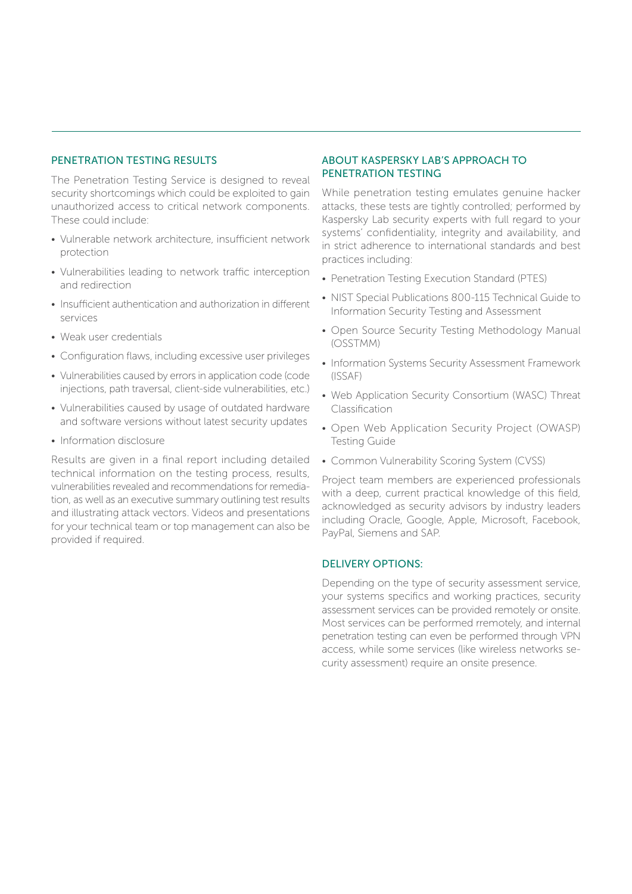## PENETRATION TESTING RESULTS

The Penetration Testing Service is designed to reveal security shortcomings which could be exploited to gain unauthorized access to critical network components. These could include:

- Vulnerable network architecture, insufficient network protection
- Vulnerabilities leading to network traffic interception and redirection
- Insufficient authentication and authorization in different services
- Weak user credentials
- Configuration flaws, including excessive user privileges
- Vulnerabilities caused by errors in application code (code injections, path traversal, client-side vulnerabilities, etc.)
- Vulnerabilities caused by usage of outdated hardware and software versions without latest security updates
- Information disclosure

Results are given in a final report including detailed technical information on the testing process, results, vulnerabilities revealed and recommendations for remediation, as well as an executive summary outlining test results and illustrating attack vectors. Videos and presentations for your technical team or top management can also be provided if required.

## ABOUT KASPERSKY LAB'S APPROACH TO PENETRATION TESTING

While penetration testing emulates genuine hacker attacks, these tests are tightly controlled; performed by Kaspersky Lab security experts with full regard to your systems' confidentiality, integrity and availability, and in strict adherence to international standards and best practices including:

- Penetration Testing Execution Standard (PTES)
- NIST Special Publications 800-115 Technical Guide to Information Security Testing and Assessment
- Open Source Security Testing Methodology Manual (OSSTMM)
- Information Systems Security Assessment Framework (ISSAF)
- Web Application Security Consortium (WASC) Threat Classification
- Open Web Application Security Project (OWASP) Testing Guide
- Common Vulnerability Scoring System (CVSS)

Project team members are experienced professionals with a deep, current practical knowledge of this field, acknowledged as security advisors by industry leaders including Oracle, Google, Apple, Microsoft, Facebook, PayPal, Siemens and SAP.

## DELIVERY OPTIONS:

Depending on the type of security assessment service, your systems specifics and working practices, security assessment services can be provided remotely or onsite. Most services can be performed rremotely, and internal penetration testing can even be performed through VPN access, while some services (like wireless networks security assessment) require an onsite presence.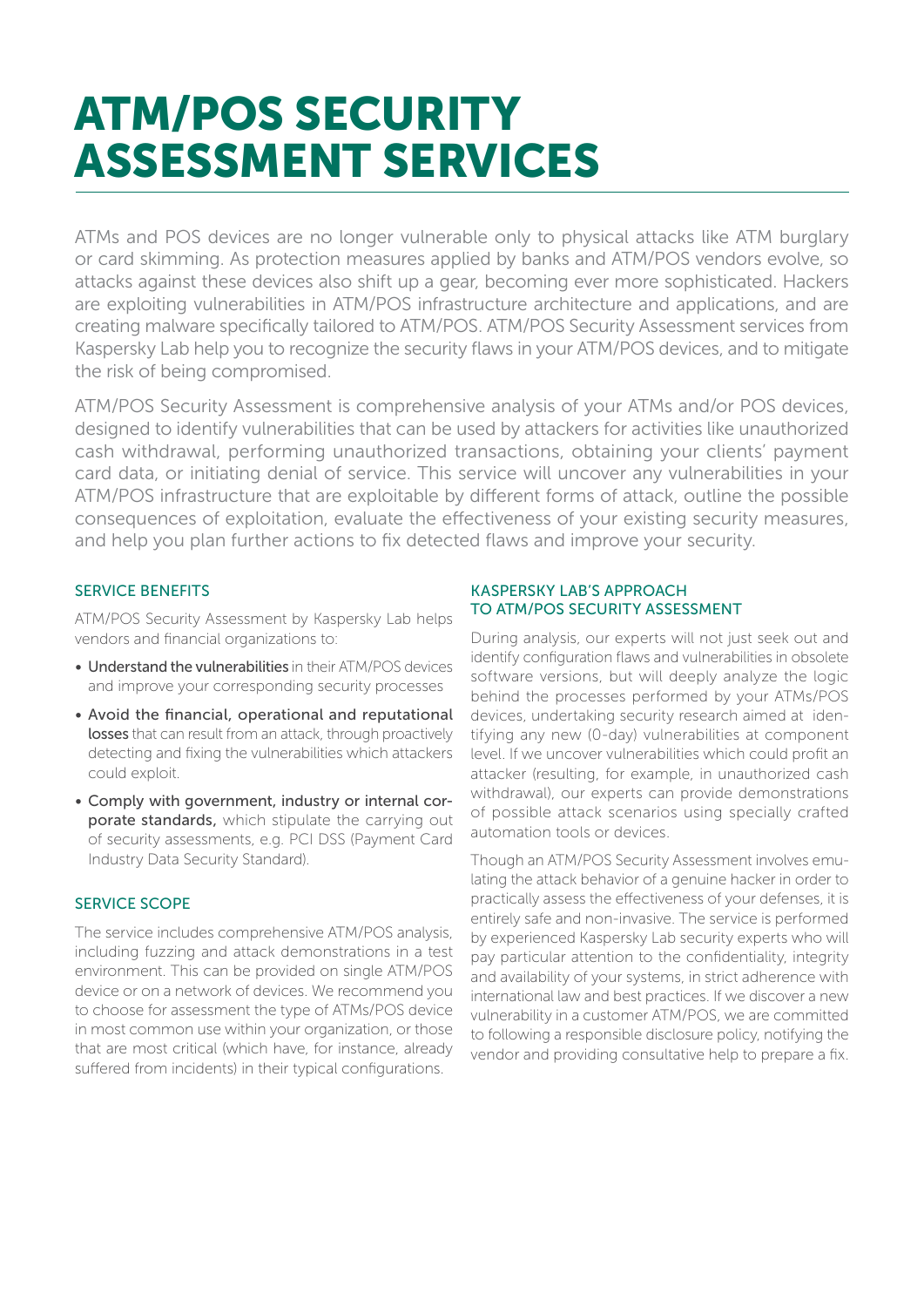# ATM/POS SECURITY ASSESSMENT SERVICES

ATMs and POS devices are no longer vulnerable only to physical attacks like ATM burglary or card skimming. As protection measures applied by banks and ATM/POS vendors evolve, so attacks against these devices also shift up a gear, becoming ever more sophisticated. Hackers are exploiting vulnerabilities in ATM/POS infrastructure architecture and applications, and are creating malware specifically tailored to ATM/POS. ATM/POS Security Assessment services from Kaspersky Lab help you to recognize the security flaws in your ATM/POS devices, and to mitigate the risk of being compromised.

ATM/POS Security Assessment is comprehensive analysis of your ATMs and/or POS devices, designed to identify vulnerabilities that can be used by attackers for activities like unauthorized cash withdrawal, performing unauthorized transactions, obtaining your clients' payment card data, or initiating denial of service. This service will uncover any vulnerabilities in your ATM/POS infrastructure that are exploitable by different forms of attack, outline the possible consequences of exploitation, evaluate the effectiveness of your existing security measures, and help you plan further actions to fix detected flaws and improve your security.

### SERVICE BENEFITS

ATM/POS Security Assessment by Kaspersky Lab helps vendors and financial organizations to:

- **Understand the vulnerabilities** in their ATM/POS devices and improve your corresponding security processes
- **Avoid the financial, operational and reputational losses** that can result from an attack, through proactively detecting and fixing the vulnerabilities which attackers could exploit.
- **Comply with government, industry or internal corporate standards,** which stipulate the carrying out of security assessments, e.g. PCI DSS (Payment Card Industry Data Security Standard).

### SERVICE SCOPE

The service includes comprehensive ATM/POS analysis, including fuzzing and attack demonstrations in a test environment. This can be provided on single ATM/POS device or on a network of devices. We recommend you to choose for assessment the type of ATMs/POS device in most common use within your organization, or those that are most critical (which have, for instance, already suffered from incidents) in their typical configurations.

### KASPERSKY LAB'S APPROACH TO ATM/POS SECURITY ASSESSMENT

During analysis, our experts will not just seek out and identify configuration flaws and vulnerabilities in obsolete software versions, but will deeply analyze the logic behind the processes performed by your ATMs/POS devices, undertaking security research aimed at identifying any new (0-day) vulnerabilities at component level. If we uncover vulnerabilities which could profit an attacker (resulting, for example, in unauthorized cash withdrawal), our experts can provide demonstrations of possible attack scenarios using specially crafted automation tools or devices.

Though an ATM/POS Security Assessment involves emulating the attack behavior of a genuine hacker in order to practically assess the effectiveness of your defenses, it is entirely safe and non-invasive. The service is performed by experienced Kaspersky Lab security experts who will pay particular attention to the confidentiality, integrity and availability of your systems, in strict adherence with international law and best practices. If we discover a new vulnerability in a customer ATM/POS, we are committed to following a responsible disclosure policy, notifying the vendor and providing consultative help to prepare a fix.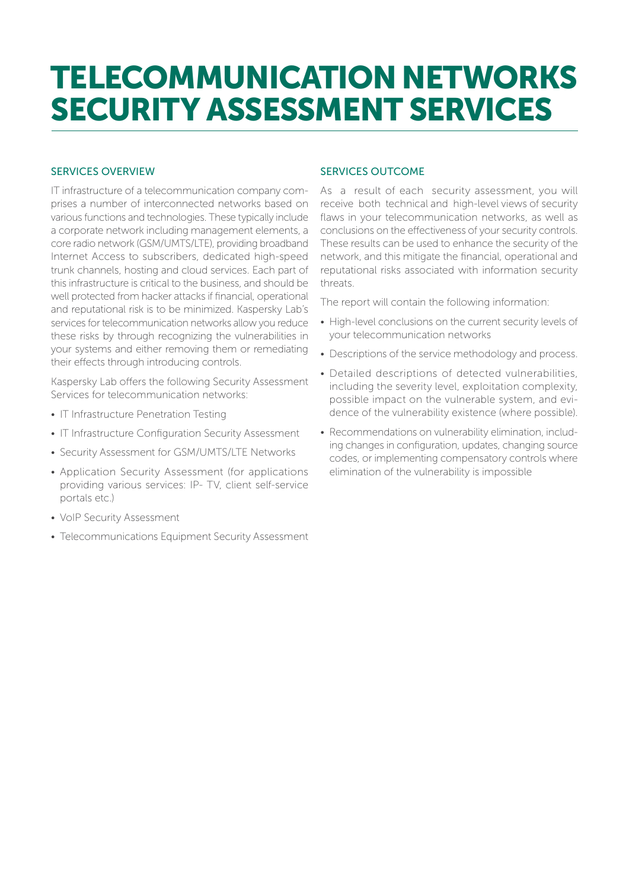# TELECOMMUNICATION NETWORKS SECURITY ASSESSMENT SERVICES

## SERVICES OVERVIEW

IT infrastructure of a telecommunication company comprises a number of interconnected networks based on various functions and technologies. These typically include a corporate network including management elements, a core radio network (GSM/UMTS/LTE), providing broadband Internet Access to subscribers, dedicated high-speed trunk channels, hosting and cloud services. Each part of this infrastructure is critical to the business, and should be well protected from hacker attacks if financial, operational and reputational risk is to be minimized. Kaspersky Lab's services for telecommunication networks allow you reduce these risks by through recognizing the vulnerabilities in your systems and either removing them or remediating their effects through introducing controls.

Kaspersky Lab offers the following Security Assessment Services for telecommunication networks:

- IT Infrastructure Penetration Testing
- IT Infrastructure Configuration Security Assessment
- Security Assessment for GSM/UMTS/LTE Networks
- Application Security Assessment (for applications providing various services: IP- TV, client self-service portals etc.)
- VoIP Security Assessment
- Telecommunications Equipment Security Assessment

## SERVICES OUTCOME

As a result of each security assessment, you will receive both technical and high-level views of security flaws in your telecommunication networks, as well as conclusions on the effectiveness of your security controls. These results can be used to enhance the security of the network, and this mitigate the financial, operational and reputational risks associated with information security threats.

The report will contain the following information:

- High-level conclusions on the current security levels of your telecommunication networks
- Descriptions of the service methodology and process.
- Detailed descriptions of detected vulnerabilities, including the severity level, exploitation complexity, possible impact on the vulnerable system, and evidence of the vulnerability existence (where possible).
- Recommendations on vulnerability elimination, including changes in configuration, updates, changing source codes, or implementing compensatory controls where elimination of the vulnerability is impossible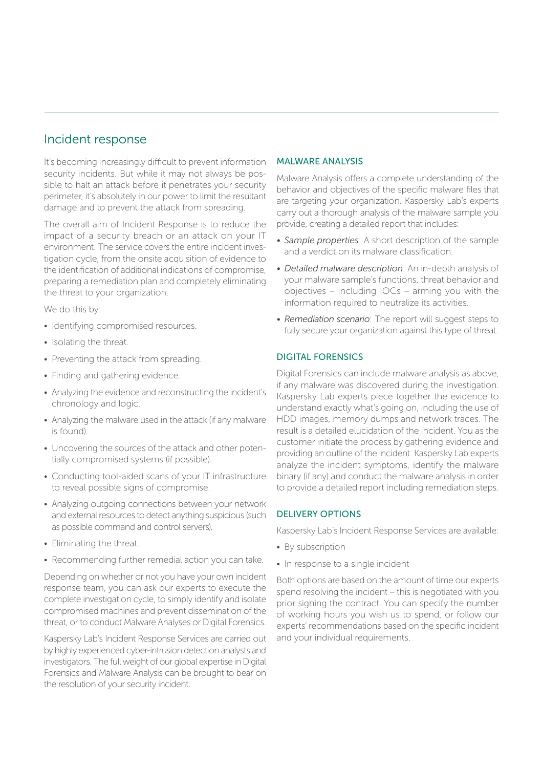## Incident response

It's becoming increasingly difficult to prevent information security incidents. But while it may not always be possible to halt an attack before it penetrates your security perimeter, it's absolutely in our power to limit the resultant damage and to prevent the attack from spreading.

The overall aim of Incident Response is to reduce the impact of a security breach or an attack on your IT environment. The service covers the entire incident investigation cycle, from the onsite acquisition of evidence to the identification of additional indications of compromise, preparing a remediation plan and completely eliminating the threat to your organization.

We do this by:

- Identifying compromised resources.
- Isolating the threat.
- Preventing the attack from spreading.
- Finding and gathering evidence.
- Analyzing the evidence and reconstructing the incident's chronology and logic.
- Analyzing the malware used in the attack (if any malware is found).
- Uncovering the sources of the attack and other potentially compromised systems (if possible).
- Conducting tool-aided scans of your IT infrastructure to reveal possible signs of compromise.
- Analyzing outgoing connections between your network and external resources to detect anything suspicious (such as possible command and control servers).
- Eliminating the threat.
- Recommending further remedial action you can take.

Depending on whether or not you have your own incident response team, you can ask our experts to execute the complete investigation cycle, to simply identify and isolate compromised machines and prevent dissemination of the threat, or to conduct Malware Analyses or Digital Forensics.

Kaspersky Lab's Incident Response Services are carried out by highly experienced cyber-intrusion detection analysts and investigators. The full weight of our global expertise in Digital Forensics and Malware Analysis can be brought to bear on the resolution of your security incident.

### MALWARE ANALYSIS

Malware Analysis offers a complete understanding of the behavior and objectives of the specific malware files that are targeting your organization. Kaspersky Lab's experts carry out a thorough analysis of the malware sample you provide, creating a detailed report that includes:

- *Sample properties*: A short description of the sample and a verdict on its malware classification.
- *Detailed malware description*: An in-depth analysis of your malware sample's functions, threat behavior and objectives – including IOCs – arming you with the information required to neutralize its activities.
- *Remediation scenario*: The report will suggest steps to fully secure your organization against this type of threat.

### DIGITAL FORENSICS

Digital Forensics can include malware analysis as above, if any malware was discovered during the investigation. Kaspersky Lab experts piece together the evidence to understand exactly what's going on, including the use of HDD images, memory dumps and network traces. The result is a detailed elucidation of the incident. You as the customer initiate the process by gathering evidence and providing an outline of the incident. Kaspersky Lab experts analyze the incident symptoms, identify the malware binary (if any) and conduct the malware analysis in order to provide a detailed report including remediation steps.

### DELIVERY OPTIONS

Kaspersky Lab's Incident Response Services are available:

- By subscription
- In response to a single incident

Both options are based on the amount of time our experts spend resolving the incident – this is negotiated with you prior signing the contract. You can specify the number of working hours you wish us to spend, or follow our experts' recommendations based on the specific incident and your individual requirements.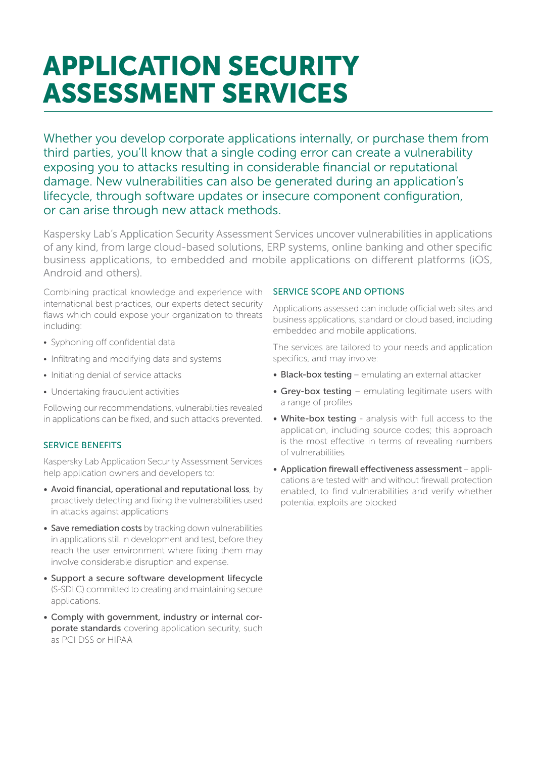# APPLICATION SECURITY ASSESSMENT SERVICES

Whether you develop corporate applications internally, or purchase them from third parties, you'll know that a single coding error can create a vulnerability exposing you to attacks resulting in considerable financial or reputational damage. New vulnerabilities can also be generated during an application's lifecycle, through software updates or insecure component configuration, or can arise through new attack methods.

Kaspersky Lab's Application Security Assessment Services uncover vulnerabilities in applications of any kind, from large cloud-based solutions, ERP systems, online banking and other specific business applications, to embedded and mobile applications on different platforms (iOS, Android and others).

Combining practical knowledge and experience with international best practices, our experts detect security flaws which could expose your organization to threats including:

- Syphoning off confidential data
- Infiltrating and modifying data and systems
- Initiating denial of service attacks
- Undertaking fraudulent activities

Following our recommendations, vulnerabilities revealed in applications can be fixed, and such attacks prevented.

## SERVICE BENEFITS

Kaspersky Lab Application Security Assessment Services help application owners and developers to:

- **Avoid financial, operational and reputational loss**, by proactively detecting and fixing the vulnerabilities used in attacks against applications
- **Save remediation costs** by tracking down vulnerabilities in applications still in development and test, before they reach the user environment where fixing them may involve considerable disruption and expense.
- **Support a secure software development lifecycle** (S-SDLC) committed to creating and maintaining secure applications.
- **Comply with government, industry or internal corporate standards** covering application security, such as PCI DSS or HIPAA

## SERVICE SCOPE AND OPTIONS

Applications assessed can include official web sites and business applications, standard or cloud based, including embedded and mobile applications.

The services are tailored to your needs and application specifics, and may involve:

- **Black-box testing** – emulating an external attacker
- **Grey-box testing** – emulating legitimate users with a range of profiles
- **White-box testing** - analysis with full access to the application, including source codes; this approach is the most effective in terms of revealing numbers of vulnerabilities
- **Application firewall effectiveness assessment** – applications are tested with and without firewall protection enabled, to find vulnerabilities and verify whether potential exploits are blocked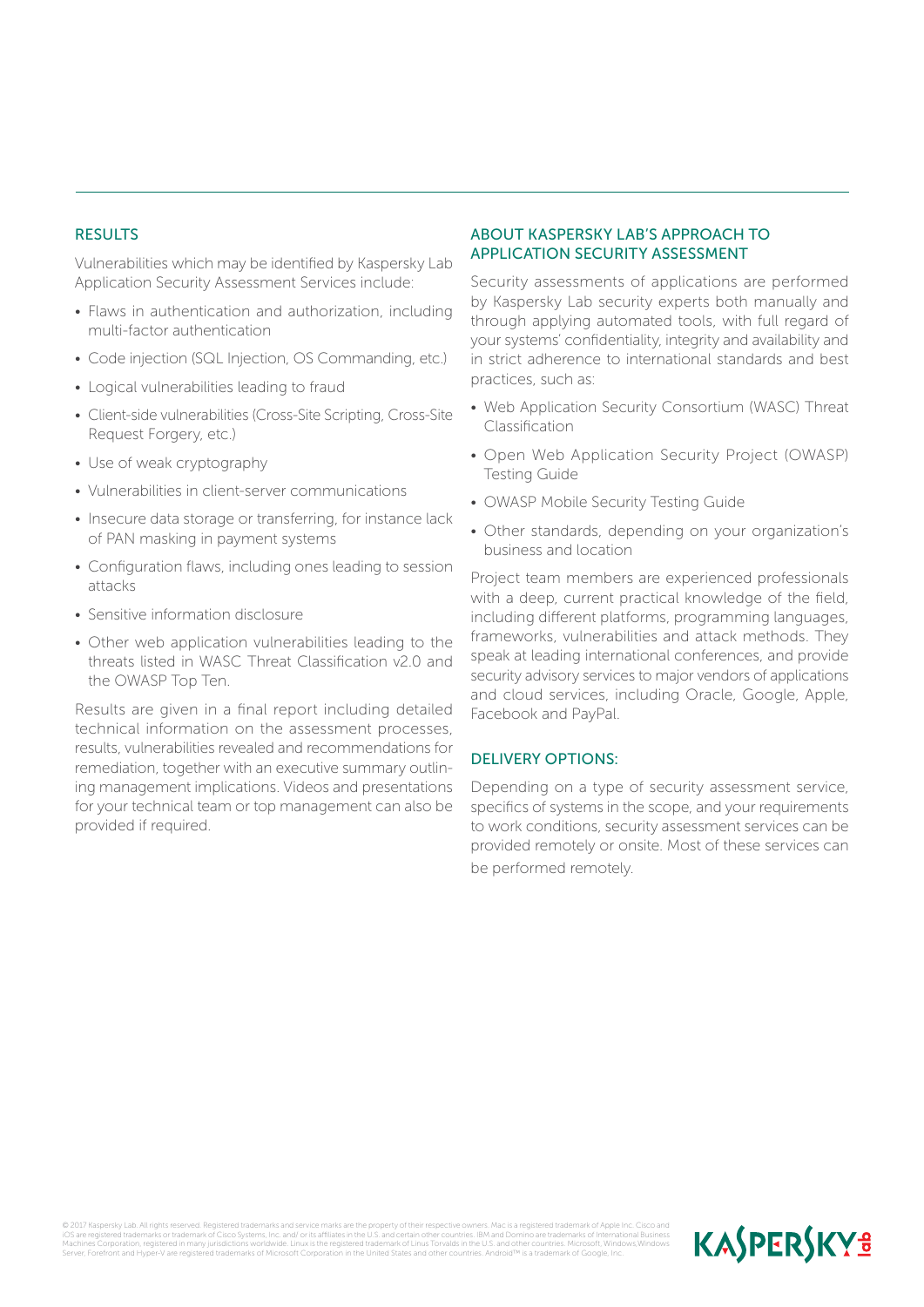## RESULTS

Vulnerabilities which may be identified by Kaspersky Lab Application Security Assessment Services include:

- Flaws in authentication and authorization, including multi-factor authentication
- Code injection (SQL Injection, OS Commanding, etc.)
- Logical vulnerabilities leading to fraud
- Client-side vulnerabilities (Cross-Site Scripting, Cross-Site Request Forgery, etc.)
- Use of weak cryptography
- Vulnerabilities in client-server communications
- Insecure data storage or transferring, for instance lack of PAN masking in payment systems
- Configuration flaws, including ones leading to session attacks
- Sensitive information disclosure
- Other web application vulnerabilities leading to the threats listed in WASC Threat Classification v2.0 and the OWASP Top Ten.

Results are given in a final report including detailed technical information on the assessment processes, results, vulnerabilities revealed and recommendations for remediation, together with an executive summary outlining management implications. Videos and presentations for your technical team or top management can also be provided if required.

## ABOUT KASPERSKY LAB'S APPROACH TO APPLICATION SECURITY ASSESSMENT

Security assessments of applications are performed by Kaspersky Lab security experts both manually and through applying automated tools, with full regard of your systems' confidentiality, integrity and availability and in strict adherence to international standards and best practices, such as:

- Web Application Security Consortium (WASC) Threat Classification
- Open Web Application Security Project (OWASP) Testing Guide
- OWASP Mobile Security Testing Guide
- Other standards, depending on your organization's business and location

Project team members are experienced professionals with a deep, current practical knowledge of the field, including different platforms, programming languages, frameworks, vulnerabilities and attack methods. They speak at leading international conferences, and provide security advisory services to major vendors of applications and cloud services, including Oracle, Google, Apple, Facebook and PayPal.

## DELIVERY OPTIONS:

Depending on a type of security assessment service, specifics of systems in the scope, and your requirements to work conditions, security assessment services can be provided remotely or onsite. Most of these services can be performed remotely.

© 2017 Kaspersky Lab. All rights reserved. Registered trademarks and service marks are the property of their respective owners. Mac is a registered trademark of Apple Inc. Cisco and iOS are registered trademarks or trademark of Cisco Systems, Inc. and/ or its affiliates in the U.S. and certain other countries. IBM and Domino are trademarks of International Business Machines Corporation, registered in many jurisdictions worldwide. Linux is the registered trademark of Linus Torvalds in the U.S. and other countries. Microsoft, Windows, Windows Server, Forefront and Hyper-V are registered trademarks of Microsoft Corporation in the United States and other countries. Android™ is a trademark of Google, Inc.